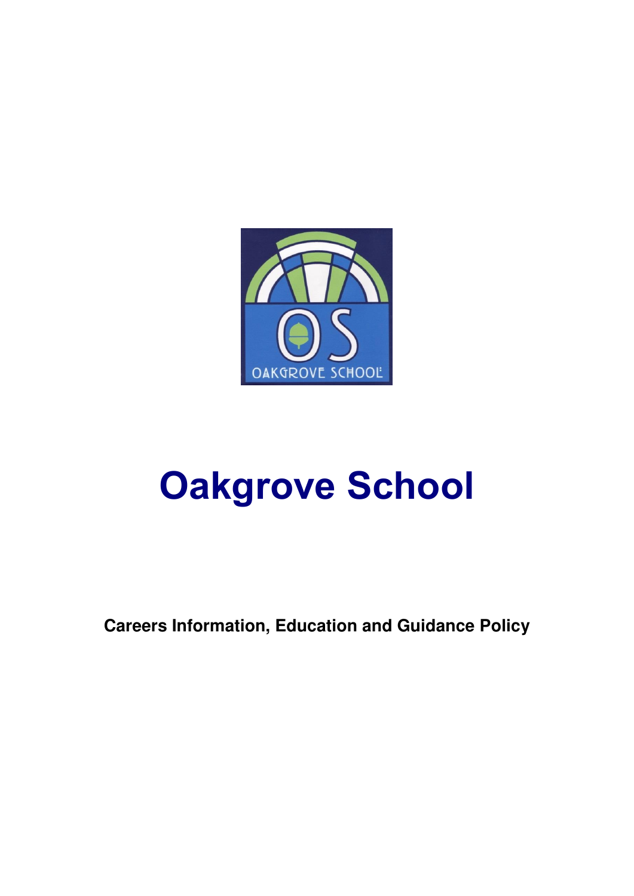# Oakgrove School

**Careers Information, Education and Guidance Policy**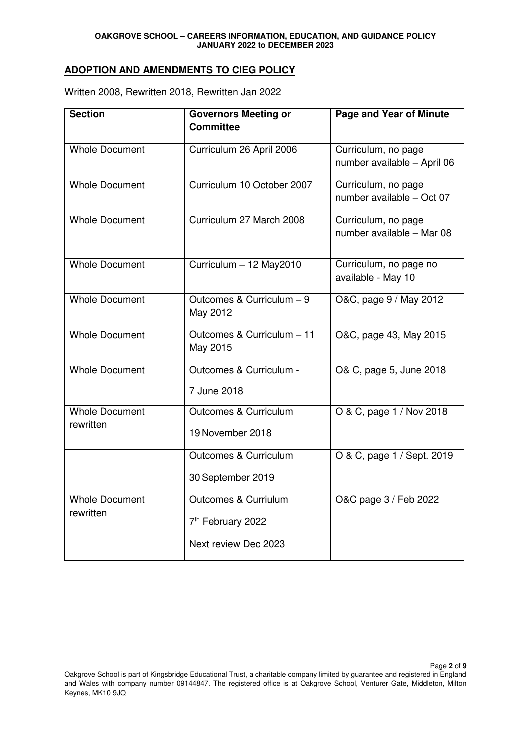## ADOPTION AND AMENDMENTS TO CIEG POLICY

Written 2008, Rewritten 2018, Rewritten Jan 2022

| Section | Governors Meeting or Committee | Page and Year of Minute |
|---|---|---|
| Whole Document | Curriculum 26 April 2006 | Curriculum, no page number available – April 06 |
| Whole Document | Curriculum 10 October 2007 | Curriculum, no page number available – Oct 07 |
| Whole Document | Curriculum 27 March 2008 | Curriculum, no page number available – Mar 08 |
| Whole Document | Curriculum – 12 May2010 | Curriculum, no page no available - May 10 |
| Whole Document | Outcomes & Curriculum – 9 May 2012 | O&C, page 9 / May 2012 |
| Whole Document | Outcomes & Curriculum – 11 May 2015 | O&C, page 43, May 2015 |
| Whole Document | Outcomes & Curriculum - 7 June 2018 | O& C, page 5, June 2018 |
| Whole Document rewritten | Outcomes & Curriculum 19 November 2018 | O & C, page 1 / Nov 2018 |
| | Outcomes & Curriculum 30 September 2019 | O & C, page 1 / Sept. 2019 |
| Whole Document rewritten | Outcomes & Curriulum 7th February 2022 | O&C page 3 / Feb 2022 |
| | Next review Dec 2023 | |

Oakgrove School is part of Kingsbridge Educational Trust, a charitable company limited by guarantee and registered in England and Wales with company number 09144847. The registered office is at Oakgrove School, Venturer Gate, Middleton, Milton Keynes, MK10 9JQ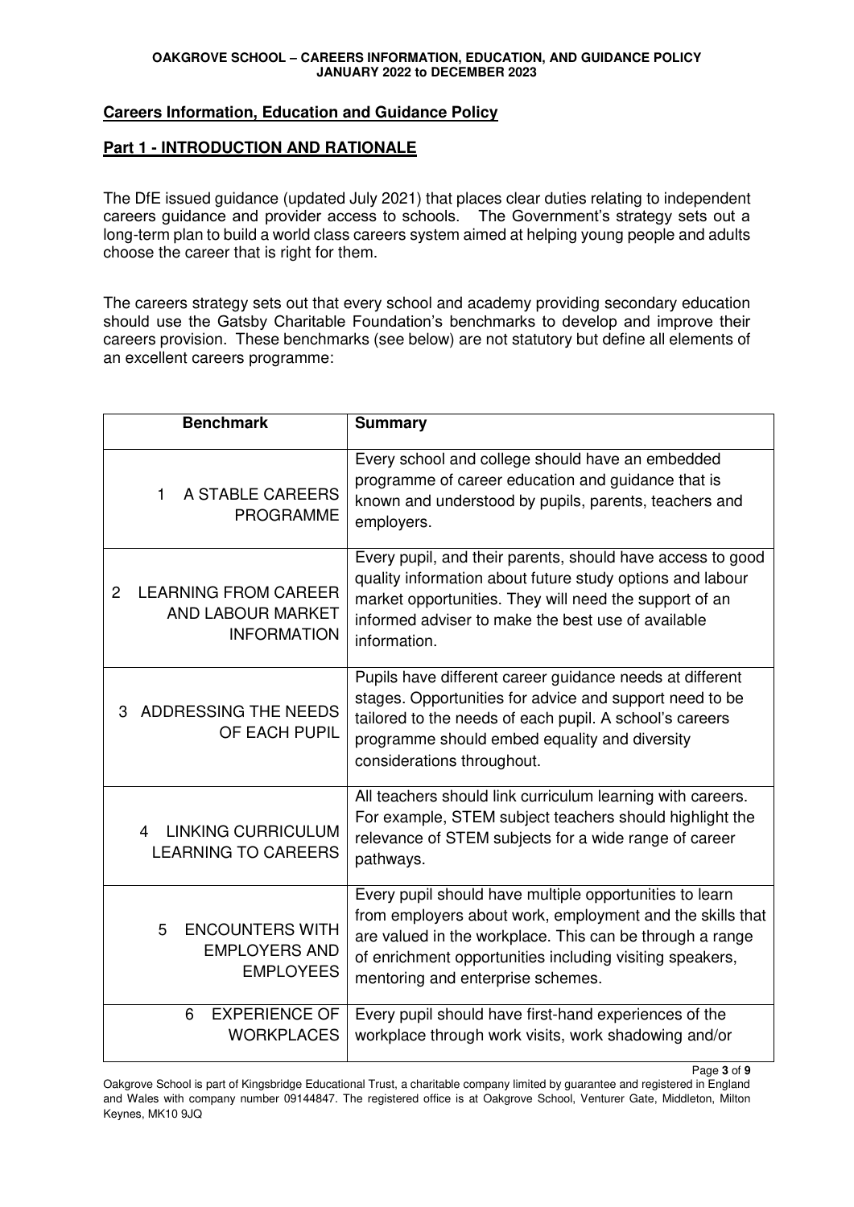## Careers Information, Education and Guidance Policy

## Part 1 - INTRODUCTION AND RATIONALE

The DfE issued guidance (updated July 2021) that places clear duties relating to independent careers guidance and provider access to schools. The Government's strategy sets out a long-term plan to build a world class careers system aimed at helping young people and adults choose the career that is right for them.

The careers strategy sets out that every school and academy providing secondary education should use the Gatsby Charitable Foundation's benchmarks to develop and improve their careers provision. These benchmarks (see below) are not statutory but define all elements of an excellent careers programme:

| Benchmark | Summary |
|---|---|
| 1 A STABLE CAREERS PROGRAMME | Every school and college should have an embedded programme of career education and guidance that is known and understood by pupils, parents, teachers and employers. |
| 2 LEARNING FROM CAREER AND LABOUR MARKET INFORMATION | Every pupil, and their parents, should have access to good quality information about future study options and labour market opportunities. They will need the support of an informed adviser to make the best use of available information. |
| 3 ADDRESSING THE NEEDS OF EACH PUPIL | Pupils have different career guidance needs at different stages. Opportunities for advice and support need to be tailored to the needs of each pupil. A school's careers programme should embed equality and diversity considerations throughout. |
| 4 LINKING CURRICULUM LEARNING TO CAREERS | All teachers should link curriculum learning with careers. For example, STEM subject teachers should highlight the relevance of STEM subjects for a wide range of career pathways. |
| 5 ENCOUNTERS WITH EMPLOYERS AND EMPLOYEES | Every pupil should have multiple opportunities to learn from employers about work, employment and the skills that are valued in the workplace. This can be through a range of enrichment opportunities including visiting speakers, mentoring and enterprise schemes. |
| 6 EXPERIENCE OF WORKPLACES | Every pupil should have first-hand experiences of the workplace through work visits, work shadowing and/or |

Oakgrove School is part of Kingsbridge Educational Trust, a charitable company limited by guarantee and registered in England and Wales with company number 09144847. The registered office is at Oakgrove School, Venturer Gate, Middleton, Milton Keynes, MK10 9JQ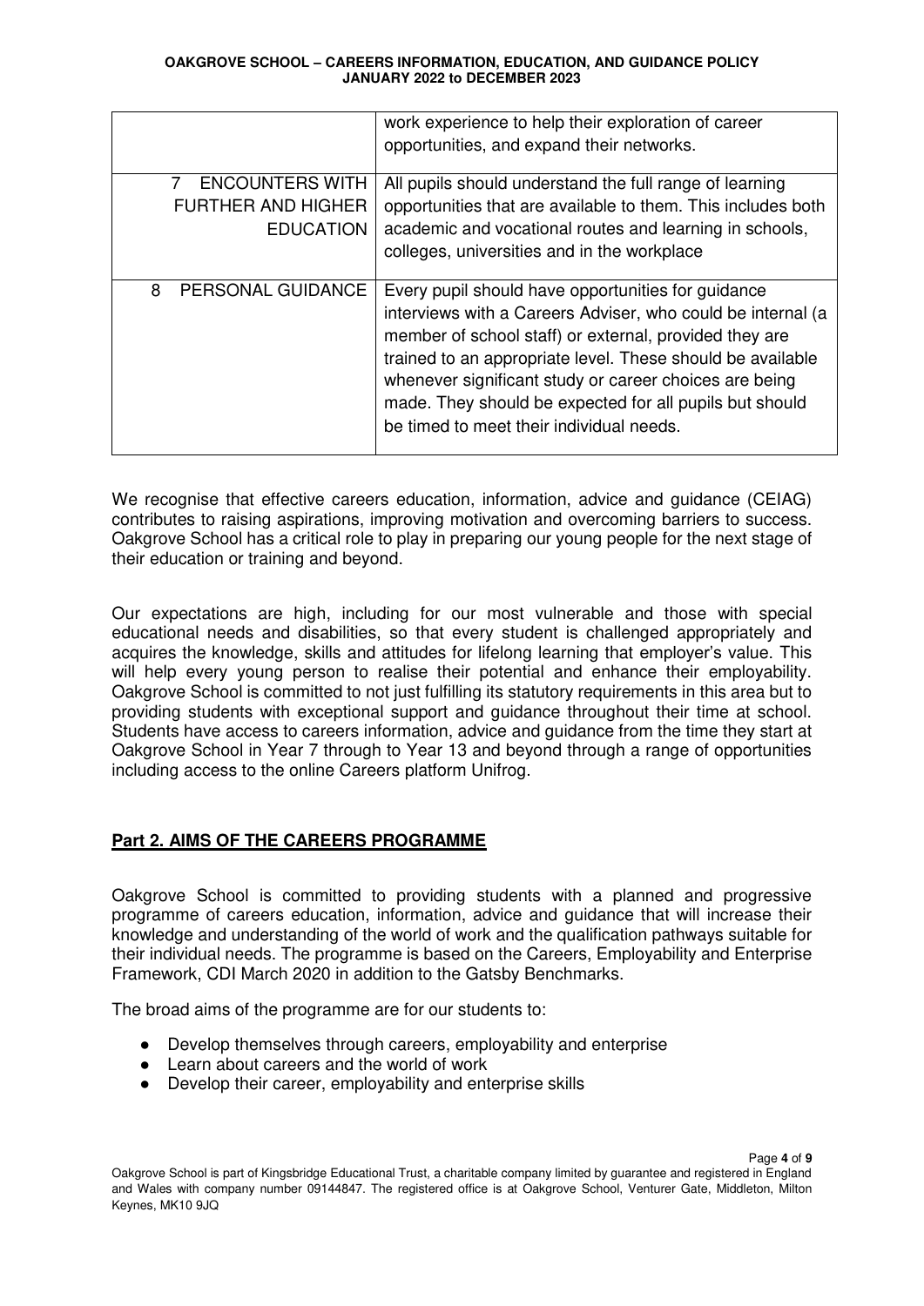| | |
|---|---|
| | work experience to help their exploration of career opportunities, and expand their networks. |
| 7 ENCOUNTERS WITH FURTHER AND HIGHER EDUCATION | All pupils should understand the full range of learning opportunities that are available to them. This includes both academic and vocational routes and learning in schools, colleges, universities and in the workplace |
| 8 PERSONAL GUIDANCE | Every pupil should have opportunities for guidance interviews with a Careers Adviser, who could be internal (a member of school staff) or external, provided they are trained to an appropriate level. These should be available whenever significant study or career choices are being made. They should be expected for all pupils but should be timed to meet their individual needs. |

We recognise that effective careers education, information, advice and guidance (CEIAG) contributes to raising aspirations, improving motivation and overcoming barriers to success. Oakgrove School has a critical role to play in preparing our young people for the next stage of their education or training and beyond.

Our expectations are high, including for our most vulnerable and those with special educational needs and disabilities, so that every student is challenged appropriately and acquires the knowledge, skills and attitudes for lifelong learning that employer's value. This will help every young person to realise their potential and enhance their employability. Oakgrove School is committed to not just fulfilling its statutory requirements in this area but to providing students with exceptional support and guidance throughout their time at school. Students have access to careers information, advice and guidance from the time they start at Oakgrove School in Year 7 through to Year 13 and beyond through a range of opportunities including access to the online Careers platform Unifrog.

## Part 2. AIMS OF THE CAREERS PROGRAMME

Oakgrove School is committed to providing students with a planned and progressive programme of careers education, information, advice and guidance that will increase their knowledge and understanding of the world of work and the qualification pathways suitable for their individual needs. The programme is based on the Careers, Employability and Enterprise Framework, CDI March 2020 in addition to the Gatsby Benchmarks.

The broad aims of the programme are for our students to:

- Develop themselves through careers, employability and enterprise
- Learn about careers and the world of work
- Develop their career, employability and enterprise skills

Oakgrove School is part of Kingsbridge Educational Trust, a charitable company limited by guarantee and registered in England and Wales with company number 09144847. The registered office is at Oakgrove School, Venturer Gate, Middleton, Milton Keynes, MK10 9JQ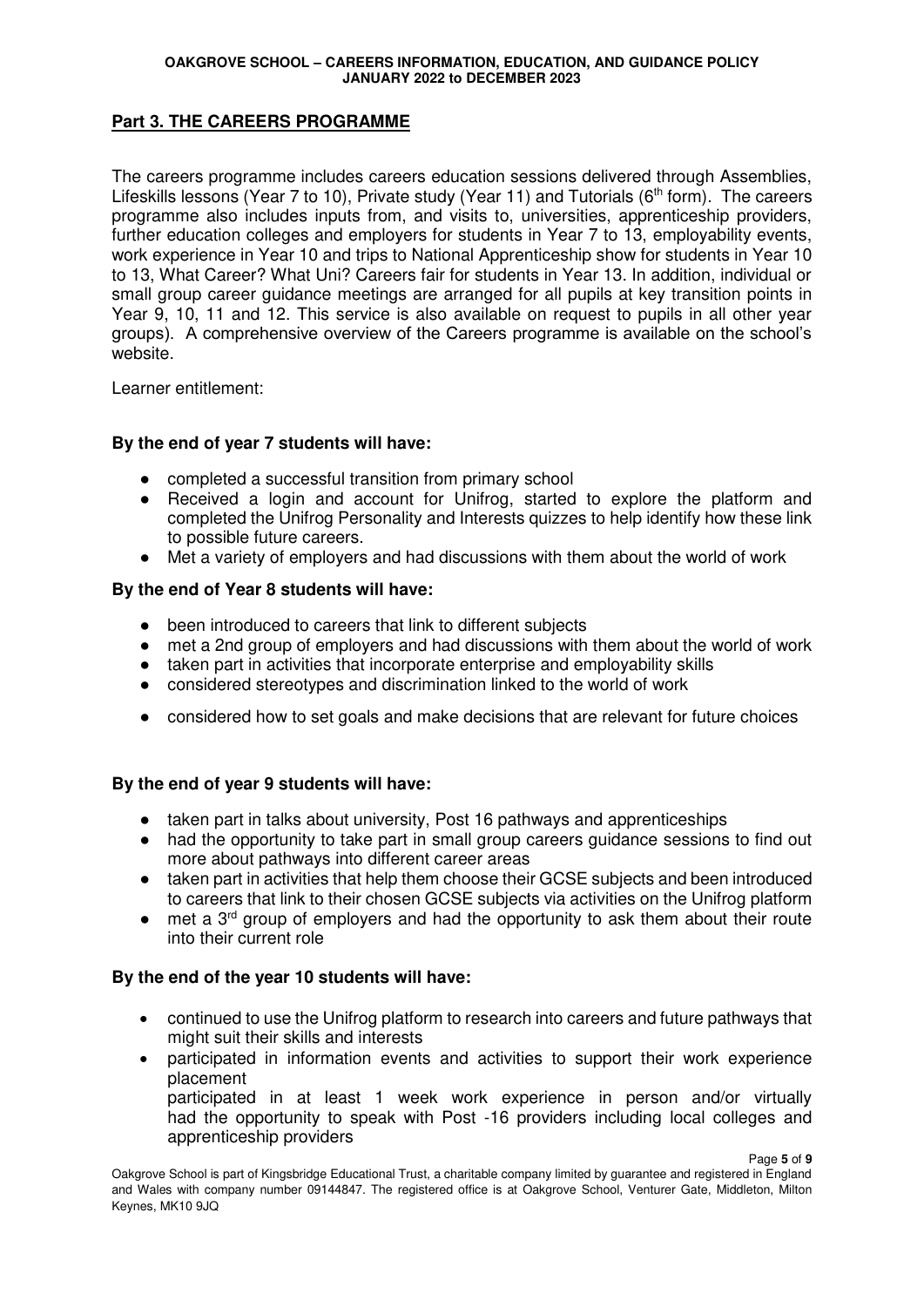## Part 3. THE CAREERS PROGRAMME

The careers programme includes careers education sessions delivered through Assemblies, Lifeskills lessons (Year 7 to 10), Private study (Year 11) and Tutorials (6th form). The careers programme also includes inputs from, and visits to, universities, apprenticeship providers, further education colleges and employers for students in Year 7 to 13, employability events, work experience in Year 10 and trips to National Apprenticeship show for students in Year 10 to 13, What Career? What Uni? Careers fair for students in Year 13. In addition, individual or small group career guidance meetings are arranged for all pupils at key transition points in Year 9, 10, 11 and 12. This service is also available on request to pupils in all other year groups). A comprehensive overview of the Careers programme is available on the school's website.

Learner entitlement:

**By the end of year 7 students will have:**

- completed a successful transition from primary school
- Received a login and account for Unifrog, started to explore the platform and completed the Unifrog Personality and Interests quizzes to help identify how these link to possible future careers.
- Met a variety of employers and had discussions with them about the world of work

**By the end of Year 8 students will have:**

- been introduced to careers that link to different subjects
- met a 2nd group of employers and had discussions with them about the world of work
- taken part in activities that incorporate enterprise and employability skills
- considered stereotypes and discrimination linked to the world of work
- considered how to set goals and make decisions that are relevant for future choices

**By the end of year 9 students will have:**

- taken part in talks about university, Post 16 pathways and apprenticeships
- had the opportunity to take part in small group careers guidance sessions to find out more about pathways into different career areas
- taken part in activities that help them choose their GCSE subjects and been introduced to careers that link to their chosen GCSE subjects via activities on the Unifrog platform
- met a 3rd group of employers and had the opportunity to ask them about their route into their current role

**By the end of the year 10 students will have:**

- continued to use the Unifrog platform to research into careers and future pathways that might suit their skills and interests
- participated in information events and activities to support their work experience placement
  participated in at least 1 week work experience in person and/or virtually
  had the opportunity to speak with Post -16 providers including local colleges and apprenticeship providers

Oakgrove School is part of Kingsbridge Educational Trust, a charitable company limited by guarantee and registered in England and Wales with company number 09144847. The registered office is at Oakgrove School, Venturer Gate, Middleton, Milton Keynes, MK10 9JQ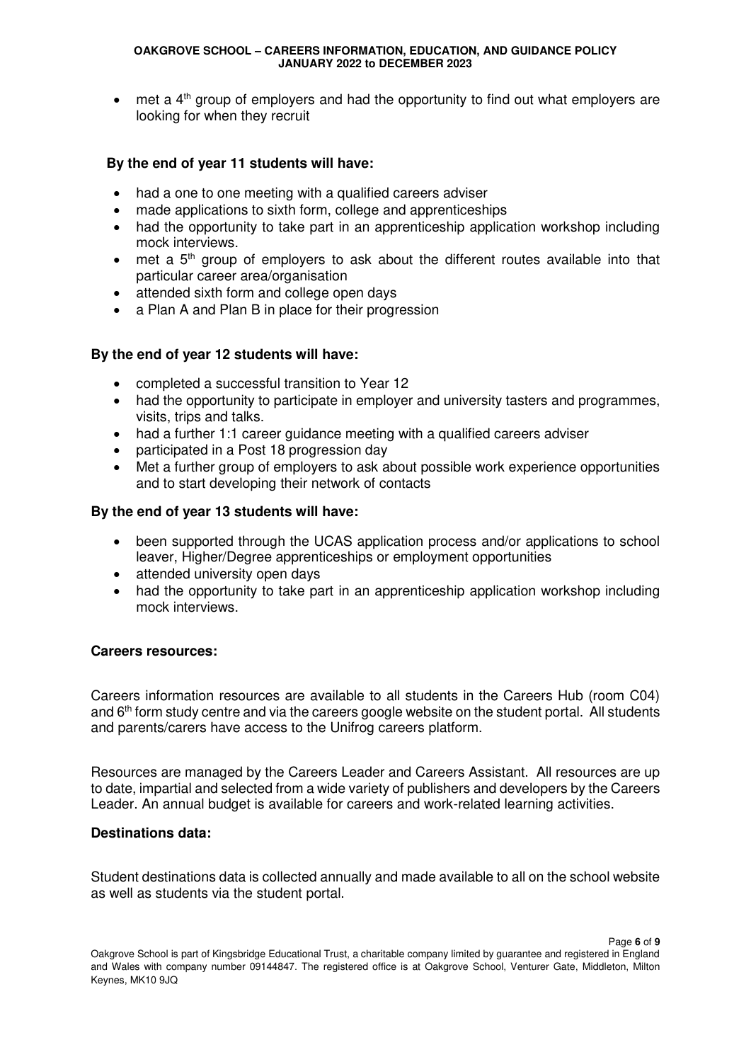- met a 4th group of employers and had the opportunity to find out what employers are looking for when they recruit

**By the end of year 11 students will have:**

- had a one to one meeting with a qualified careers adviser
- made applications to sixth form, college and apprenticeships
- had the opportunity to take part in an apprenticeship application workshop including mock interviews.
- met a 5th group of employers to ask about the different routes available into that particular career area/organisation
- attended sixth form and college open days
- a Plan A and Plan B in place for their progression

**By the end of year 12 students will have:**

- completed a successful transition to Year 12
- had the opportunity to participate in employer and university tasters and programmes, visits, trips and talks.
- had a further 1:1 career guidance meeting with a qualified careers adviser
- participated in a Post 18 progression day
- Met a further group of employers to ask about possible work experience opportunities and to start developing their network of contacts

**By the end of year 13 students will have:**

- been supported through the UCAS application process and/or applications to school leaver, Higher/Degree apprenticeships or employment opportunities
- attended university open days
- had the opportunity to take part in an apprenticeship application workshop including mock interviews.

**Careers resources:**

Careers information resources are available to all students in the Careers Hub (room C04) and 6th form study centre and via the careers google website on the student portal. All students and parents/carers have access to the Unifrog careers platform.

Resources are managed by the Careers Leader and Careers Assistant. All resources are up to date, impartial and selected from a wide variety of publishers and developers by the Careers Leader. An annual budget is available for careers and work-related learning activities.

**Destinations data:**

Student destinations data is collected annually and made available to all on the school website as well as students via the student portal.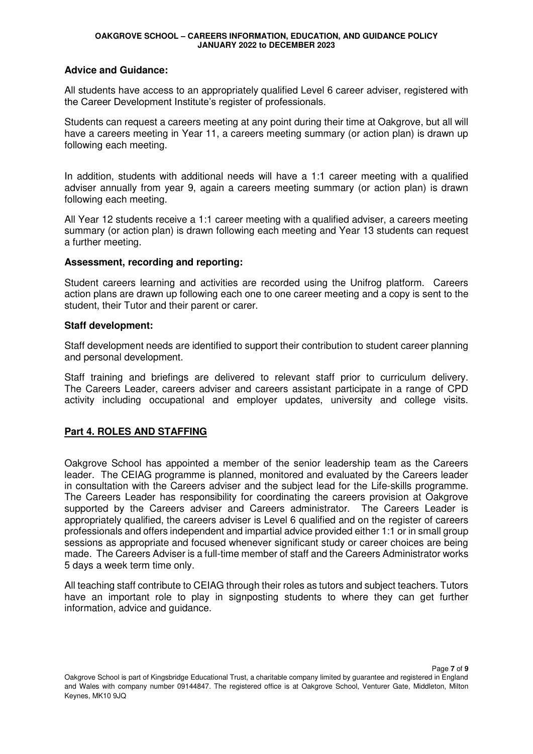**Advice and Guidance:**

All students have access to an appropriately qualified Level 6 career adviser, registered with the Career Development Institute's register of professionals.

Students can request a careers meeting at any point during their time at Oakgrove, but all will have a careers meeting in Year 11, a careers meeting summary (or action plan) is drawn up following each meeting.

In addition, students with additional needs will have a 1:1 career meeting with a qualified adviser annually from year 9, again a careers meeting summary (or action plan) is drawn following each meeting.

All Year 12 students receive a 1:1 career meeting with a qualified adviser, a careers meeting summary (or action plan) is drawn following each meeting and Year 13 students can request a further meeting.

**Assessment, recording and reporting:**

Student careers learning and activities are recorded using the Unifrog platform. Careers action plans are drawn up following each one to one career meeting and a copy is sent to the student, their Tutor and their parent or carer.

**Staff development:**

Staff development needs are identified to support their contribution to student career planning and personal development.

Staff training and briefings are delivered to relevant staff prior to curriculum delivery. The Careers Leader, careers adviser and careers assistant participate in a range of CPD activity including occupational and employer updates, university and college visits.

## **Part 4. ROLES AND STAFFING**

Oakgrove School has appointed a member of the senior leadership team as the Careers leader. The CEIAG programme is planned, monitored and evaluated by the Careers leader in consultation with the Careers adviser and the subject lead for the Life-skills programme. The Careers Leader has responsibility for coordinating the careers provision at Oakgrove supported by the Careers adviser and Careers administrator. The Careers Leader is appropriately qualified, the careers adviser is Level 6 qualified and on the register of careers professionals and offers independent and impartial advice provided either 1:1 or in small group sessions as appropriate and focused whenever significant study or career choices are being made. The Careers Adviser is a full-time member of staff and the Careers Administrator works 5 days a week term time only.

All teaching staff contribute to CEIAG through their roles as tutors and subject teachers. Tutors have an important role to play in signposting students to where they can get further information, advice and guidance.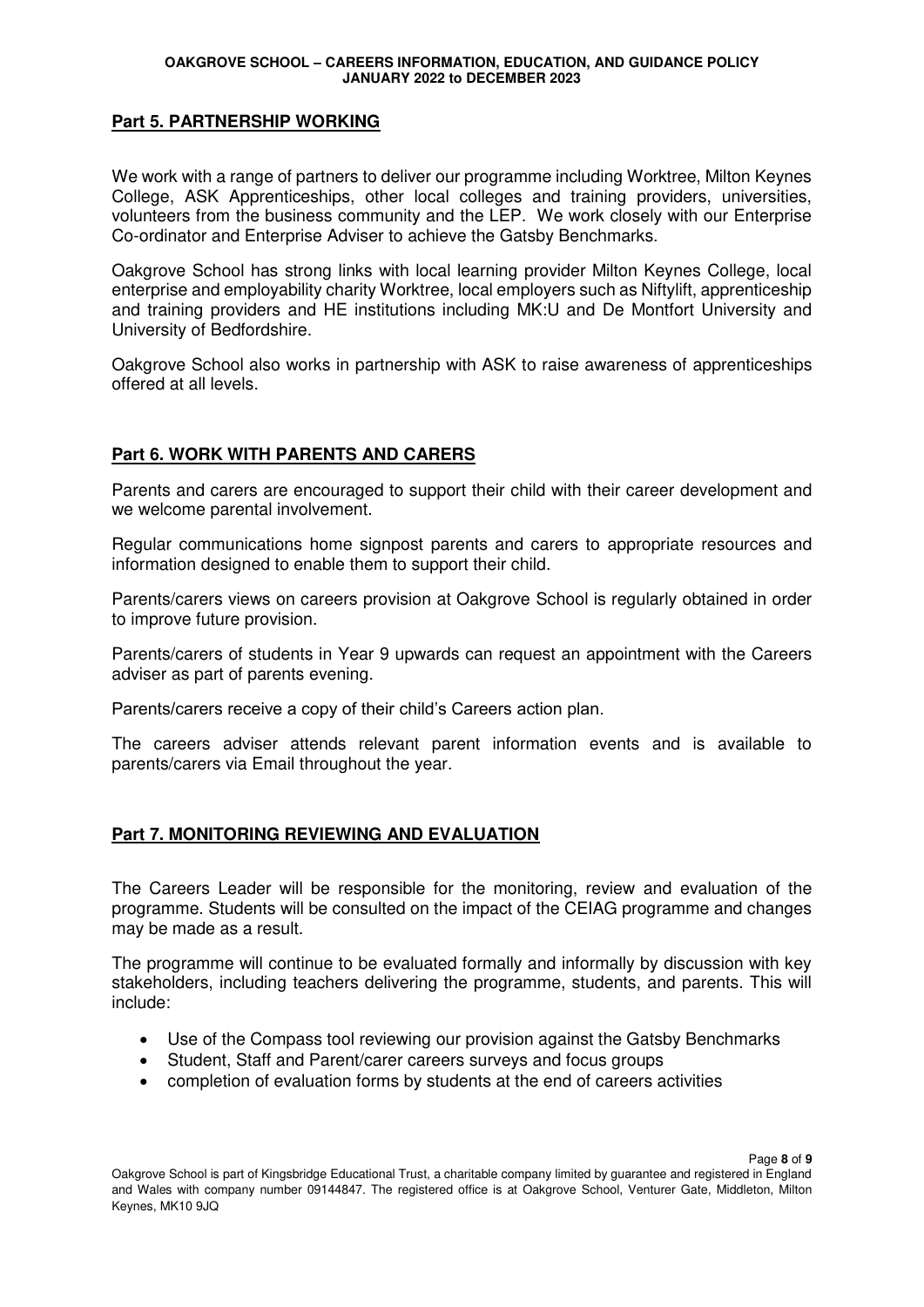## Part 5. PARTNERSHIP WORKING

We work with a range of partners to deliver our programme including Worktree, Milton Keynes College, ASK Apprenticeships, other local colleges and training providers, universities, volunteers from the business community and the LEP. We work closely with our Enterprise Co-ordinator and Enterprise Adviser to achieve the Gatsby Benchmarks.

Oakgrove School has strong links with local learning provider Milton Keynes College, local enterprise and employability charity Worktree, local employers such as Niftylift, apprenticeship and training providers and HE institutions including MK:U and De Montfort University and University of Bedfordshire.

Oakgrove School also works in partnership with ASK to raise awareness of apprenticeships offered at all levels.

## Part 6. WORK WITH PARENTS AND CARERS

Parents and carers are encouraged to support their child with their career development and we welcome parental involvement.

Regular communications home signpost parents and carers to appropriate resources and information designed to enable them to support their child.

Parents/carers views on careers provision at Oakgrove School is regularly obtained in order to improve future provision.

Parents/carers of students in Year 9 upwards can request an appointment with the Careers adviser as part of parents evening.

Parents/carers receive a copy of their child's Careers action plan.

The careers adviser attends relevant parent information events and is available to parents/carers via Email throughout the year.

## Part 7. MONITORING REVIEWING AND EVALUATION

The Careers Leader will be responsible for the monitoring, review and evaluation of the programme. Students will be consulted on the impact of the CEIAG programme and changes may be made as a result.

The programme will continue to be evaluated formally and informally by discussion with key stakeholders, including teachers delivering the programme, students, and parents. This will include:

- Use of the Compass tool reviewing our provision against the Gatsby Benchmarks
- Student, Staff and Parent/carer careers surveys and focus groups
- completion of evaluation forms by students at the end of careers activities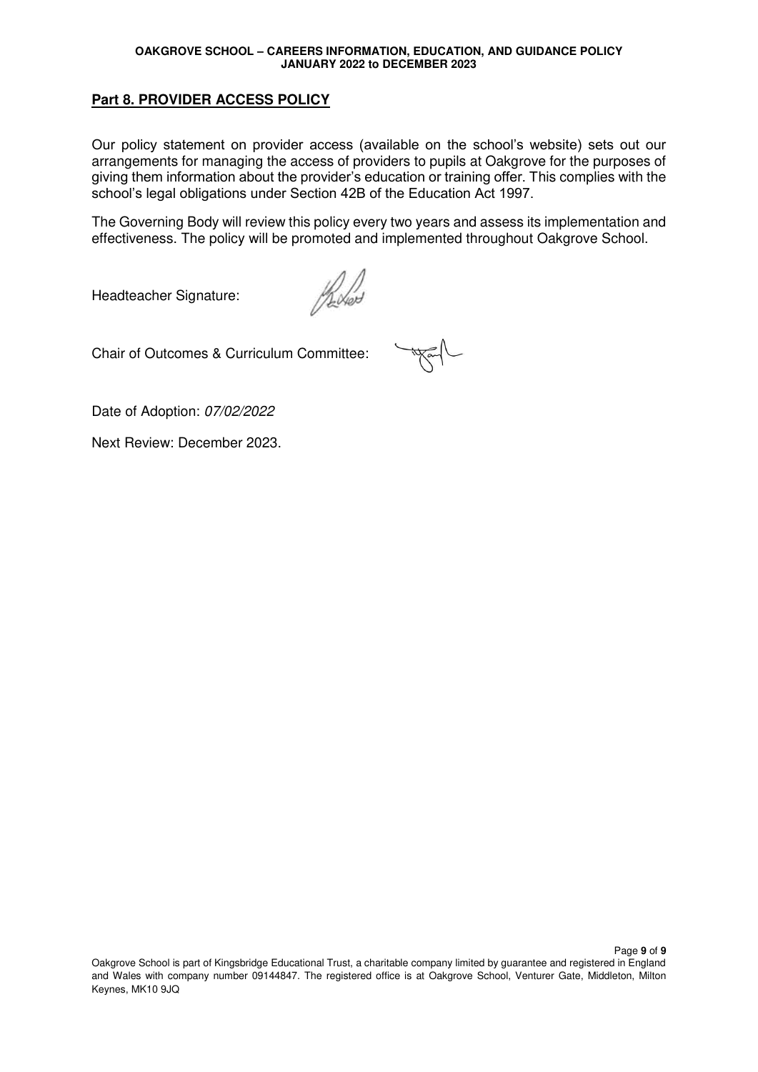## Part 8. PROVIDER ACCESS POLICY

Our policy statement on provider access (available on the school's website) sets out our arrangements for managing the access of providers to pupils at Oakgrove for the purposes of giving them information about the provider's education or training offer. This complies with the school's legal obligations under Section 42B of the Education Act 1997.

The Governing Body will review this policy every two years and assess its implementation and effectiveness. The policy will be promoted and implemented throughout Oakgrove School.

Headteacher Signature:

Chair of Outcomes & Curriculum Committee:

Date of Adoption: *07/02/2022*

Next Review: December 2023.